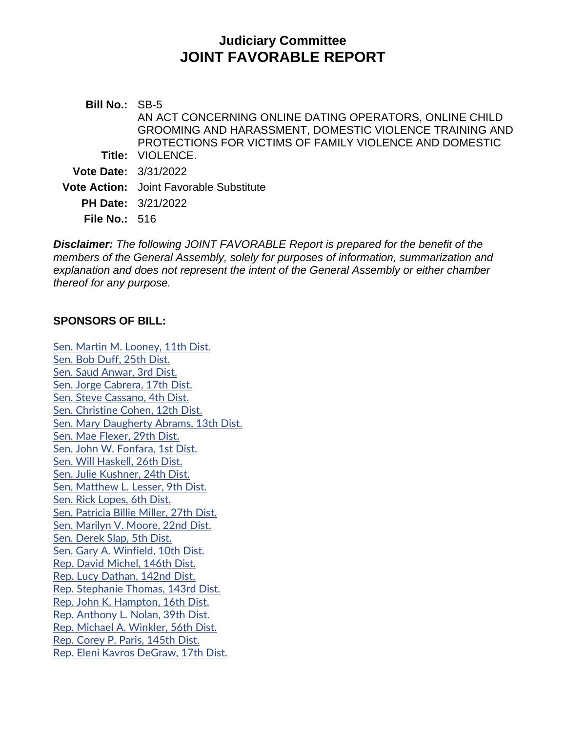# Judiciary Committee
# JOINT FAVORABLE REPORT

**Bill No.:** SB-5

**Title:** AN ACT CONCERNING ONLINE DATING OPERATORS, ONLINE CHILD GROOMING AND HARASSMENT, DOMESTIC VIOLENCE TRAINING AND PROTECTIONS FOR VICTIMS OF FAMILY VIOLENCE AND DOMESTIC VIOLENCE.

**Vote Date:** 3/31/2022

**Vote Action:** Joint Favorable Substitute

**PH Date:** 3/21/2022

**File No.:** 516

***Disclaimer:*** *The following JOINT FAVORABLE Report is prepared for the benefit of the members of the General Assembly, solely for purposes of information, summarization and explanation and does not represent the intent of the General Assembly or either chamber thereof for any purpose.*

### SPONSORS OF BILL:

Sen. Martin M. Looney, 11th Dist.
Sen. Bob Duff, 25th Dist.
Sen. Saud Anwar, 3rd Dist.
Sen. Jorge Cabrera, 17th Dist.
Sen. Steve Cassano, 4th Dist.
Sen. Christine Cohen, 12th Dist.
Sen. Mary Daugherty Abrams, 13th Dist.
Sen. Mae Flexer, 29th Dist.
Sen. John W. Fonfara, 1st Dist.
Sen. Will Haskell, 26th Dist.
Sen. Julie Kushner, 24th Dist.
Sen. Matthew L. Lesser, 9th Dist.
Sen. Rick Lopes, 6th Dist.
Sen. Patricia Billie Miller, 27th Dist.
Sen. Marilyn V. Moore, 22nd Dist.
Sen. Derek Slap, 5th Dist.
Sen. Gary A. Winfield, 10th Dist.
Rep. David Michel, 146th Dist.
Rep. Lucy Dathan, 142nd Dist.
Rep. Stephanie Thomas, 143rd Dist.
Rep. John K. Hampton, 16th Dist.
Rep. Anthony L. Nolan, 39th Dist.
Rep. Michael A. Winkler, 56th Dist.
Rep. Corey P. Paris, 145th Dist.
Rep. Eleni Kavros DeGraw, 17th Dist.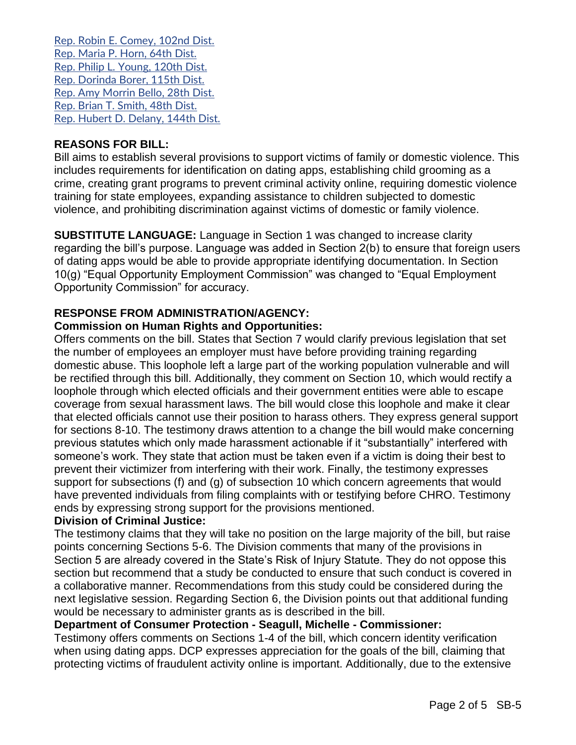Rep. Robin E. Comey, 102nd Dist.
Rep. Maria P. Horn, 64th Dist.
Rep. Philip L. Young, 120th Dist.
Rep. Dorinda Borer, 115th Dist.
Rep. Amy Morrin Bello, 28th Dist.
Rep. Brian T. Smith, 48th Dist.
Rep. Hubert D. Delany, 144th Dist.

**REASONS FOR BILL:**
Bill aims to establish several provisions to support victims of family or domestic violence. This includes requirements for identification on dating apps, establishing child grooming as a crime, creating grant programs to prevent criminal activity online, requiring domestic violence training for state employees, expanding assistance to children subjected to domestic violence, and prohibiting discrimination against victims of domestic or family violence.

**SUBSTITUTE LANGUAGE:** Language in Section 1 was changed to increase clarity regarding the bill's purpose. Language was added in Section 2(b) to ensure that foreign users of dating apps would be able to provide appropriate identifying documentation. In Section 10(g) "Equal Opportunity Employment Commission" was changed to "Equal Employment Opportunity Commission" for accuracy.

**RESPONSE FROM ADMINISTRATION/AGENCY:**

**Commission on Human Rights and Opportunities:**
Offers comments on the bill. States that Section 7 would clarify previous legislation that set the number of employees an employer must have before providing training regarding domestic abuse. This loophole left a large part of the working population vulnerable and will be rectified through this bill. Additionally, they comment on Section 10, which would rectify a loophole through which elected officials and their government entities were able to escape coverage from sexual harassment laws. The bill would close this loophole and make it clear that elected officials cannot use their position to harass others. They express general support for sections 8-10. The testimony draws attention to a change the bill would make concerning previous statutes which only made harassment actionable if it "substantially" interfered with someone's work. They state that action must be taken even if a victim is doing their best to prevent their victimizer from interfering with their work. Finally, the testimony expresses support for subsections (f) and (g) of subsection 10 which concern agreements that would have prevented individuals from filing complaints with or testifying before CHRO. Testimony ends by expressing strong support for the provisions mentioned.

**Division of Criminal Justice:**
The testimony claims that they will take no position on the large majority of the bill, but raise points concerning Sections 5-6. The Division comments that many of the provisions in Section 5 are already covered in the State's Risk of Injury Statute. They do not oppose this section but recommend that a study be conducted to ensure that such conduct is covered in a collaborative manner. Recommendations from this study could be considered during the next legislative session. Regarding Section 6, the Division points out that additional funding would be necessary to administer grants as is described in the bill.

**Department of Consumer Protection - Seagull, Michelle - Commissioner:**
Testimony offers comments on Sections 1-4 of the bill, which concern identity verification when using dating apps. DCP expresses appreciation for the goals of the bill, claiming that protecting victims of fraudulent activity online is important. Additionally, due to the extensive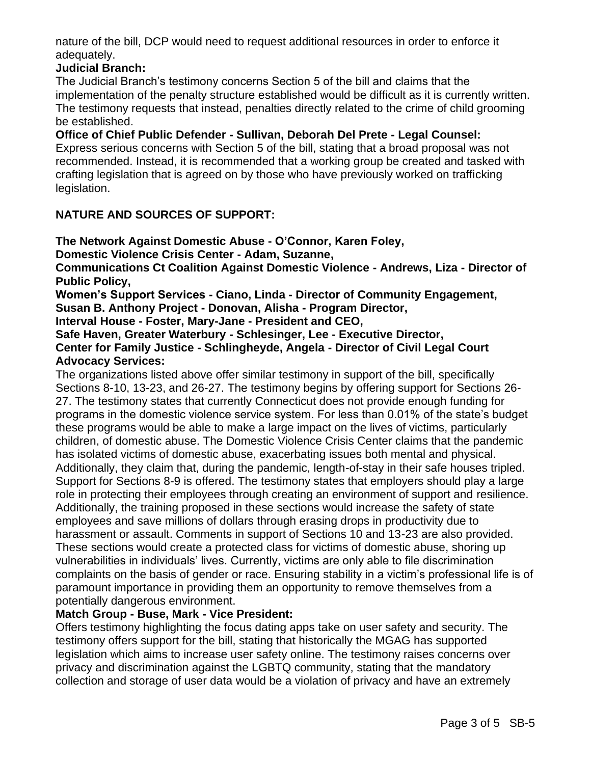nature of the bill, DCP would need to request additional resources in order to enforce it adequately.

**Judicial Branch:**

The Judicial Branch's testimony concerns Section 5 of the bill and claims that the implementation of the penalty structure established would be difficult as it is currently written. The testimony requests that instead, penalties directly related to the crime of child grooming be established.

**Office of Chief Public Defender - Sullivan, Deborah Del Prete - Legal Counsel:**

Express serious concerns with Section 5 of the bill, stating that a broad proposal was not recommended. Instead, it is recommended that a working group be created and tasked with crafting legislation that is agreed on by those who have previously worked on trafficking legislation.

## NATURE AND SOURCES OF SUPPORT:

**The Network Against Domestic Abuse - O'Connor, Karen Foley,**
**Domestic Violence Crisis Center - Adam, Suzanne,**
**Communications Ct Coalition Against Domestic Violence - Andrews, Liza - Director of Public Policy,**
**Women's Support Services - Ciano, Linda - Director of Community Engagement,**
**Susan B. Anthony Project - Donovan, Alisha - Program Director,**
**Interval House - Foster, Mary-Jane - President and CEO,**
**Safe Haven, Greater Waterbury - Schlesinger, Lee - Executive Director,**
**Center for Family Justice - Schlingheyde, Angela - Director of Civil Legal Court Advocacy Services:**

The organizations listed above offer similar testimony in support of the bill, specifically Sections 8-10, 13-23, and 26-27. The testimony begins by offering support for Sections 26-27. The testimony states that currently Connecticut does not provide enough funding for programs in the domestic violence service system. For less than 0.01% of the state's budget these programs would be able to make a large impact on the lives of victims, particularly children, of domestic abuse. The Domestic Violence Crisis Center claims that the pandemic has isolated victims of domestic abuse, exacerbating issues both mental and physical. Additionally, they claim that, during the pandemic, length-of-stay in their safe houses tripled. Support for Sections 8-9 is offered. The testimony states that employers should play a large role in protecting their employees through creating an environment of support and resilience. Additionally, the training proposed in these sections would increase the safety of state employees and save millions of dollars through erasing drops in productivity due to harassment or assault. Comments in support of Sections 10 and 13-23 are also provided. These sections would create a protected class for victims of domestic abuse, shoring up vulnerabilities in individuals' lives. Currently, victims are only able to file discrimination complaints on the basis of gender or race. Ensuring stability in a victim's professional life is of paramount importance in providing them an opportunity to remove themselves from a potentially dangerous environment.

**Match Group - Buse, Mark - Vice President:**

Offers testimony highlighting the focus dating apps take on user safety and security. The testimony offers support for the bill, stating that historically the MGAG has supported legislation which aims to increase user safety online. The testimony raises concerns over privacy and discrimination against the LGBTQ community, stating that the mandatory collection and storage of user data would be a violation of privacy and have an extremely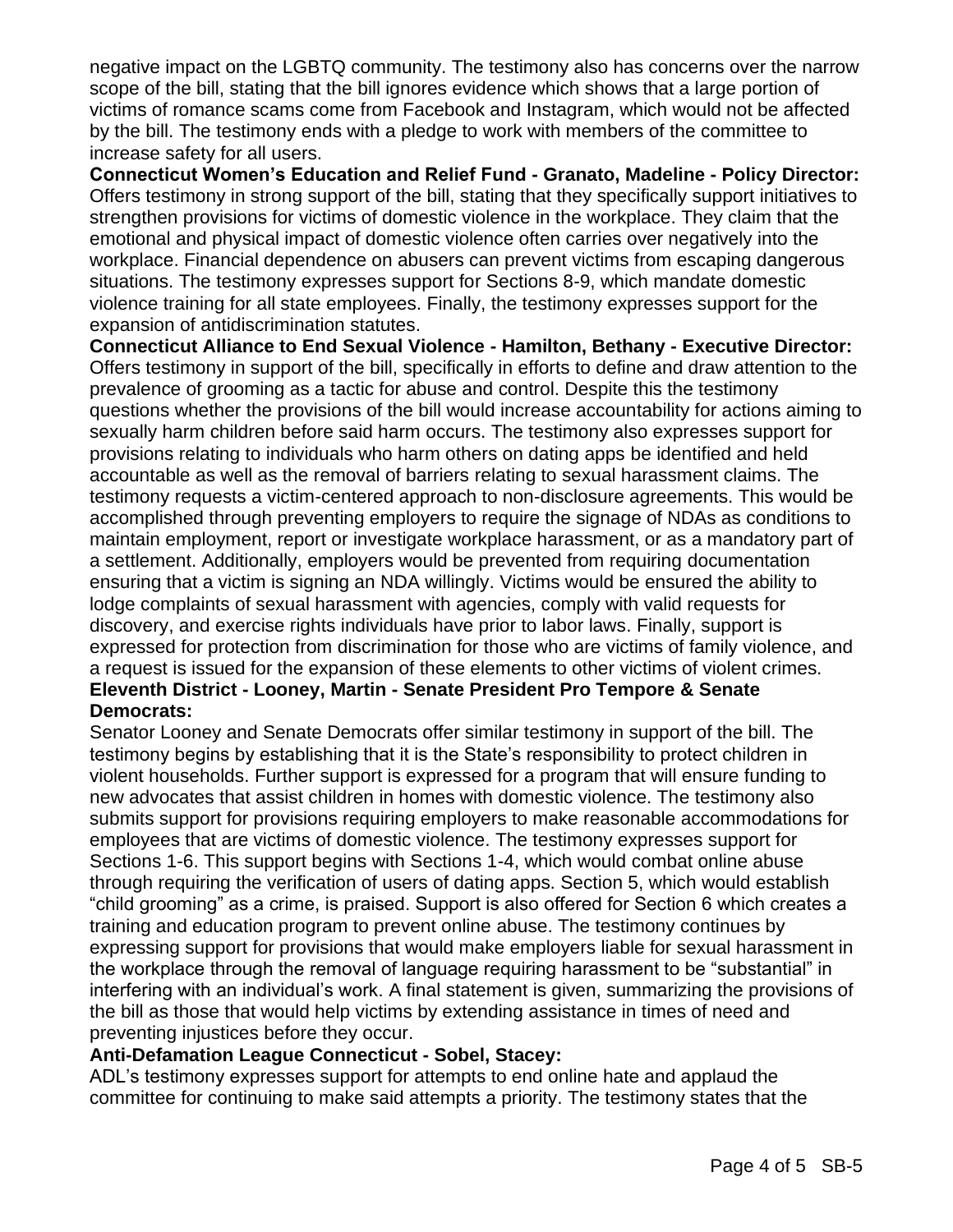negative impact on the LGBTQ community. The testimony also has concerns over the narrow scope of the bill, stating that the bill ignores evidence which shows that a large portion of victims of romance scams come from Facebook and Instagram, which would not be affected by the bill. The testimony ends with a pledge to work with members of the committee to increase safety for all users.

**Connecticut Women's Education and Relief Fund - Granato, Madeline - Policy Director:** Offers testimony in strong support of the bill, stating that they specifically support initiatives to strengthen provisions for victims of domestic violence in the workplace. They claim that the emotional and physical impact of domestic violence often carries over negatively into the workplace. Financial dependence on abusers can prevent victims from escaping dangerous situations. The testimony expresses support for Sections 8-9, which mandate domestic violence training for all state employees. Finally, the testimony expresses support for the expansion of antidiscrimination statutes.

**Connecticut Alliance to End Sexual Violence - Hamilton, Bethany - Executive Director:** Offers testimony in support of the bill, specifically in efforts to define and draw attention to the prevalence of grooming as a tactic for abuse and control. Despite this the testimony questions whether the provisions of the bill would increase accountability for actions aiming to sexually harm children before said harm occurs. The testimony also expresses support for provisions relating to individuals who harm others on dating apps be identified and held accountable as well as the removal of barriers relating to sexual harassment claims. The testimony requests a victim-centered approach to non-disclosure agreements. This would be accomplished through preventing employers to require the signage of NDAs as conditions to maintain employment, report or investigate workplace harassment, or as a mandatory part of a settlement. Additionally, employers would be prevented from requiring documentation ensuring that a victim is signing an NDA willingly. Victims would be ensured the ability to lodge complaints of sexual harassment with agencies, comply with valid requests for discovery, and exercise rights individuals have prior to labor laws. Finally, support is expressed for protection from discrimination for those who are victims of family violence, and a request is issued for the expansion of these elements to other victims of violent crimes.

**Eleventh District - Looney, Martin - Senate President Pro Tempore & Senate Democrats:**

Senator Looney and Senate Democrats offer similar testimony in support of the bill. The testimony begins by establishing that it is the State's responsibility to protect children in violent households. Further support is expressed for a program that will ensure funding to new advocates that assist children in homes with domestic violence. The testimony also submits support for provisions requiring employers to make reasonable accommodations for employees that are victims of domestic violence. The testimony expresses support for Sections 1-6. This support begins with Sections 1-4, which would combat online abuse through requiring the verification of users of dating apps. Section 5, which would establish "child grooming" as a crime, is praised. Support is also offered for Section 6 which creates a training and education program to prevent online abuse. The testimony continues by expressing support for provisions that would make employers liable for sexual harassment in the workplace through the removal of language requiring harassment to be "substantial" in interfering with an individual's work. A final statement is given, summarizing the provisions of the bill as those that would help victims by extending assistance in times of need and preventing injustices before they occur.

**Anti-Defamation League Connecticut - Sobel, Stacey:**

ADL's testimony expresses support for attempts to end online hate and applaud the committee for continuing to make said attempts a priority. The testimony states that the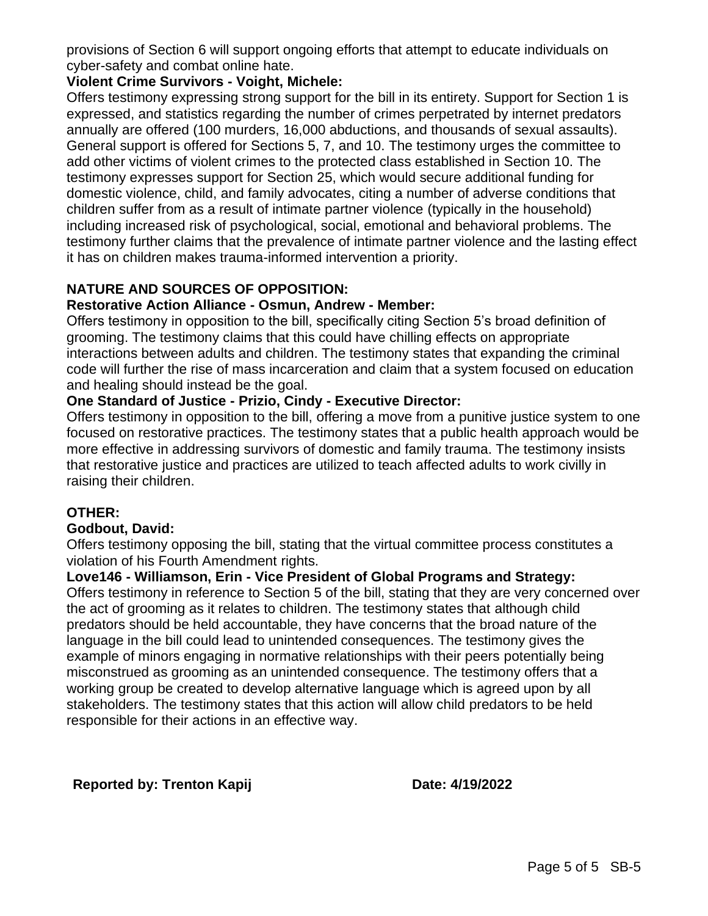provisions of Section 6 will support ongoing efforts that attempt to educate individuals on cyber-safety and combat online hate.

**Violent Crime Survivors - Voight, Michele:**

Offers testimony expressing strong support for the bill in its entirety. Support for Section 1 is expressed, and statistics regarding the number of crimes perpetrated by internet predators annually are offered (100 murders, 16,000 abductions, and thousands of sexual assaults). General support is offered for Sections 5, 7, and 10. The testimony urges the committee to add other victims of violent crimes to the protected class established in Section 10. The testimony expresses support for Section 25, which would secure additional funding for domestic violence, child, and family advocates, citing a number of adverse conditions that children suffer from as a result of intimate partner violence (typically in the household) including increased risk of psychological, social, emotional and behavioral problems. The testimony further claims that the prevalence of intimate partner violence and the lasting effect it has on children makes trauma-informed intervention a priority.

**NATURE AND SOURCES OF OPPOSITION:**

**Restorative Action Alliance - Osmun, Andrew - Member:**

Offers testimony in opposition to the bill, specifically citing Section 5's broad definition of grooming. The testimony claims that this could have chilling effects on appropriate interactions between adults and children. The testimony states that expanding the criminal code will further the rise of mass incarceration and claim that a system focused on education and healing should instead be the goal.

**One Standard of Justice - Prizio, Cindy - Executive Director:**

Offers testimony in opposition to the bill, offering a move from a punitive justice system to one focused on restorative practices. The testimony states that a public health approach would be more effective in addressing survivors of domestic and family trauma. The testimony insists that restorative justice and practices are utilized to teach affected adults to work civilly in raising their children.

**OTHER:**

**Godbout, David:**

Offers testimony opposing the bill, stating that the virtual committee process constitutes a violation of his Fourth Amendment rights.

**Love146 - Williamson, Erin - Vice President of Global Programs and Strategy:**

Offers testimony in reference to Section 5 of the bill, stating that they are very concerned over the act of grooming as it relates to children. The testimony states that although child predators should be held accountable, they have concerns that the broad nature of the language in the bill could lead to unintended consequences. The testimony gives the example of minors engaging in normative relationships with their peers potentially being misconstrued as grooming as an unintended consequence. The testimony offers that a working group be created to develop alternative language which is agreed upon by all stakeholders. The testimony states that this action will allow child predators to be held responsible for their actions in an effective way.

**Reported by: Trenton Kapij** **Date: 4/19/2022**